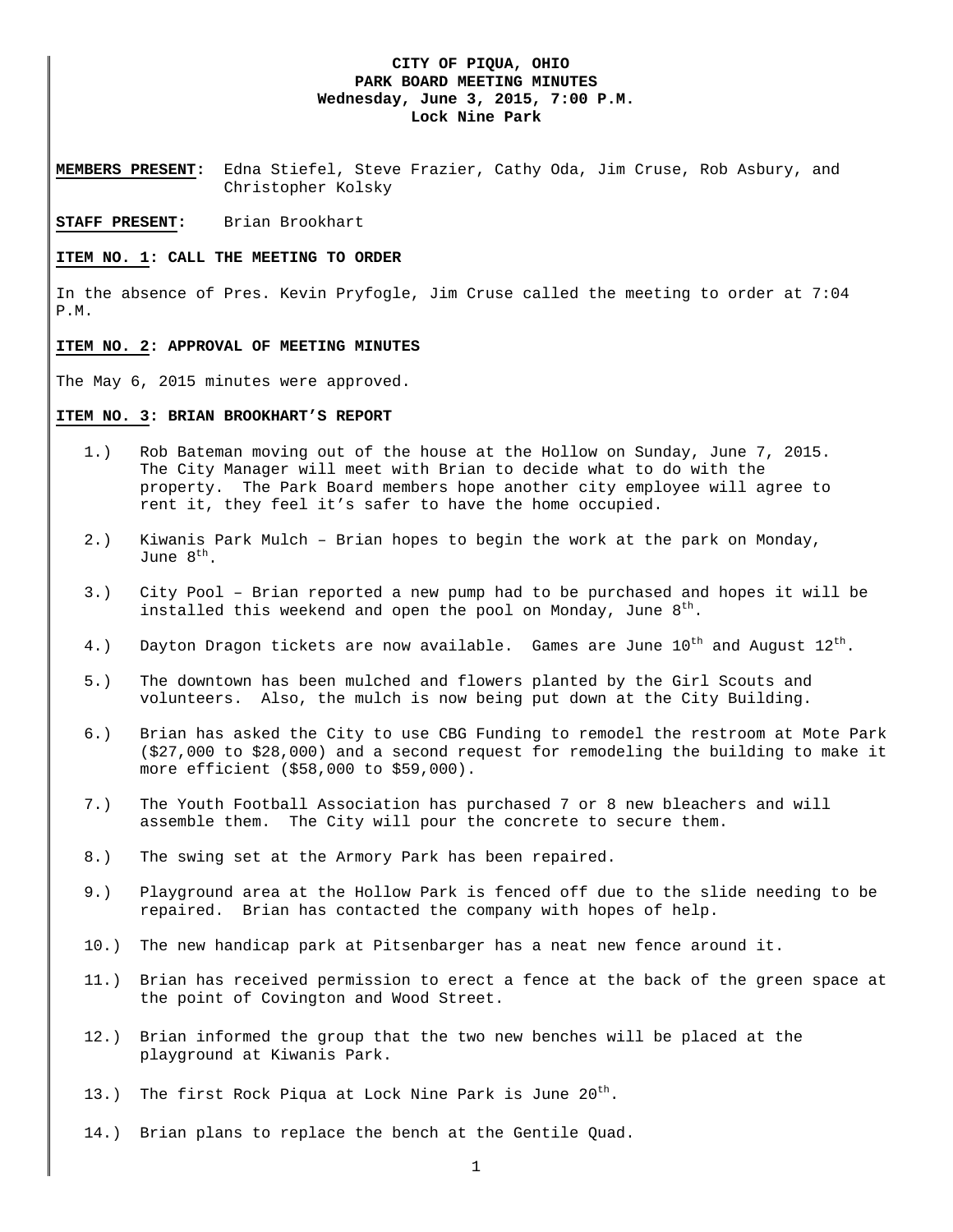**CITY OF PIQUA, OHIO**
**PARK BOARD MEETING MINUTES**
**Wednesday, June 3, 2015, 7:00 P.M.**
**Lock Nine Park**

**MEMBERS PRESENT:** Edna Stiefel, Steve Frazier, Cathy Oda, Jim Cruse, Rob Asbury, and Christopher Kolsky

**STAFF PRESENT:** Brian Brookhart

**ITEM NO. 1: CALL THE MEETING TO ORDER**

In the absence of Pres. Kevin Pryfogle, Jim Cruse called the meeting to order at 7:04 P.M.

**ITEM NO. 2: APPROVAL OF MEETING MINUTES**

The May 6, 2015 minutes were approved.

**ITEM NO. 3: BRIAN BROOKHART'S REPORT**

1.) Rob Bateman moving out of the house at the Hollow on Sunday, June 7, 2015. The City Manager will meet with Brian to decide what to do with the property. The Park Board members hope another city employee will agree to rent it, they feel it's safer to have the home occupied.

2.) Kiwanis Park Mulch – Brian hopes to begin the work at the park on Monday, June 8th.

3.) City Pool – Brian reported a new pump had to be purchased and hopes it will be installed this weekend and open the pool on Monday, June 8th.

4.) Dayton Dragon tickets are now available. Games are June 10th and August 12th.

5.) The downtown has been mulched and flowers planted by the Girl Scouts and volunteers. Also, the mulch is now being put down at the City Building.

6.) Brian has asked the City to use CBG Funding to remodel the restroom at Mote Park ($27,000 to $28,000) and a second request for remodeling the building to make it more efficient ($58,000 to $59,000).

7.) The Youth Football Association has purchased 7 or 8 new bleachers and will assemble them. The City will pour the concrete to secure them.

8.) The swing set at the Armory Park has been repaired.

9.) Playground area at the Hollow Park is fenced off due to the slide needing to be repaired. Brian has contacted the company with hopes of help.

10.) The new handicap park at Pitsenbarger has a neat new fence around it.

11.) Brian has received permission to erect a fence at the back of the green space at the point of Covington and Wood Street.

12.) Brian informed the group that the two new benches will be placed at the playground at Kiwanis Park.

13.) The first Rock Piqua at Lock Nine Park is June 20th.

14.) Brian plans to replace the bench at the Gentile Quad.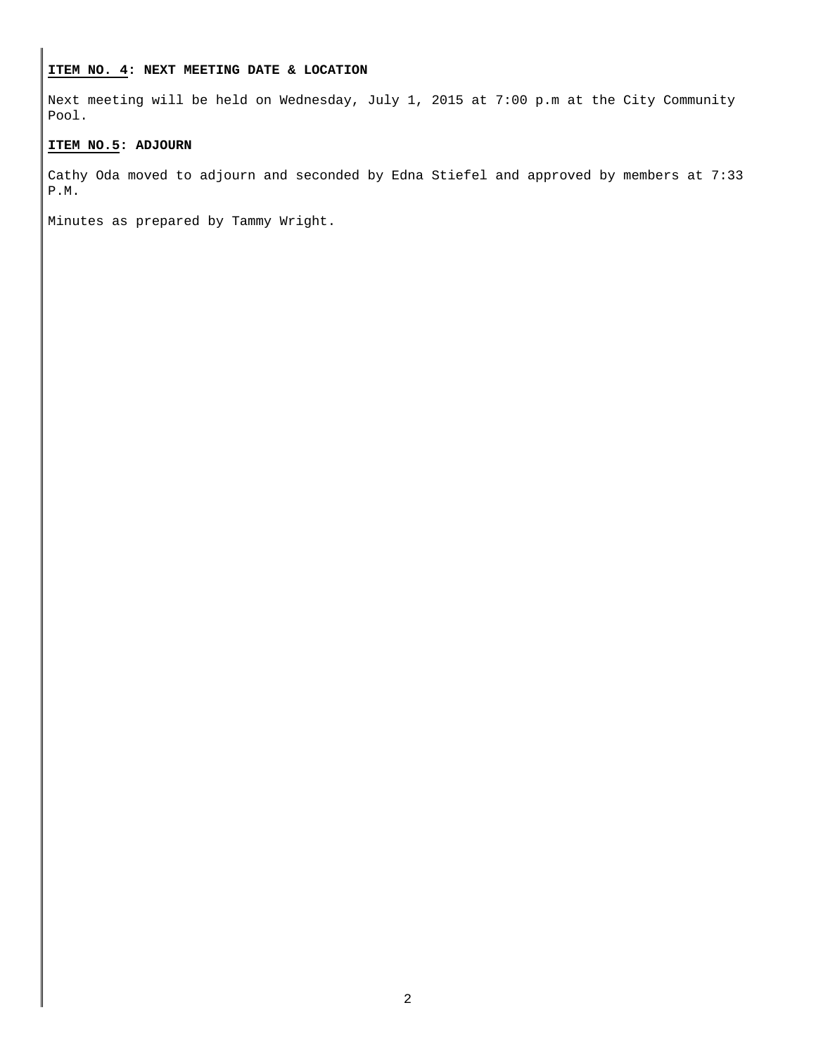**ITEM NO. 4: NEXT MEETING DATE & LOCATION**

Next meeting will be held on Wednesday, July 1, 2015 at 7:00 p.m at the City Community Pool.

**ITEM NO.5: ADJOURN**

Cathy Oda moved to adjourn and seconded by Edna Stiefel and approved by members at 7:33 P.M.

Minutes as prepared by Tammy Wright.